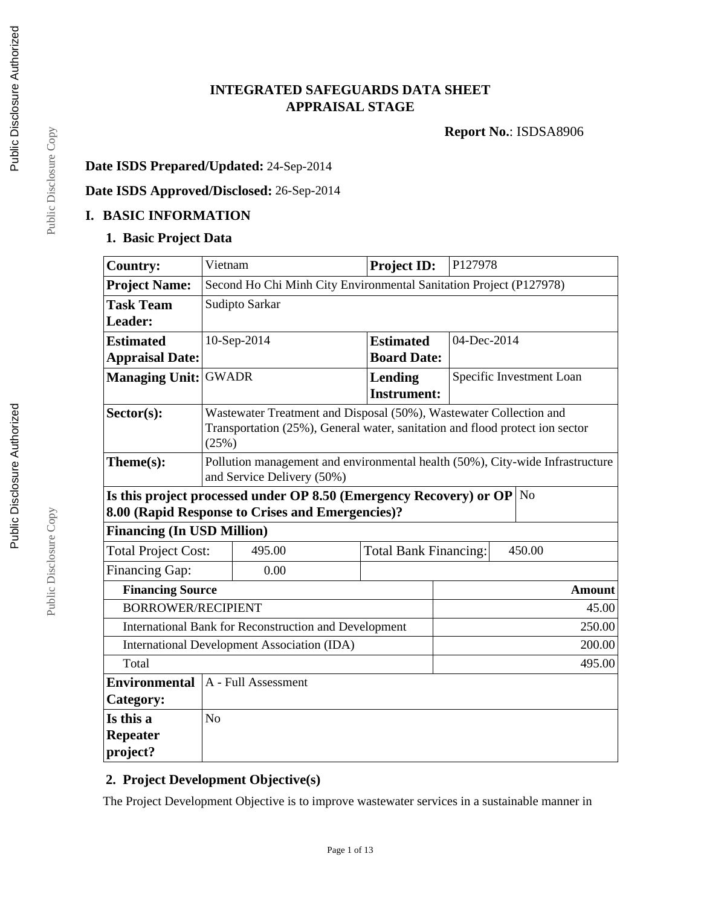# INTEGRATED SAFEGUARDS DATA SHEET
# APPRAISAL STAGE

**Report No.**: ISDSA8906

**Date ISDS Prepared/Updated:** 24-Sep-2014

**Date ISDS Approved/Disclosed:** 26-Sep-2014

## I. BASIC INFORMATION

### 1. Basic Project Data

| | | | |
|---|---|---|---|
| **Country:** | Vietnam | **Project ID:** | P127978 |
| **Project Name:** | Second Ho Chi Minh City Environmental Sanitation Project (P127978) | | |
| **Task Team Leader:** | Sudipto Sarkar | | |
| **Estimated Appraisal Date:** | 10-Sep-2014 | **Estimated Board Date:** | 04-Dec-2014 |
| **Managing Unit:** | GWADR | **Lending Instrument:** | Specific Investment Loan |
| **Sector(s):** | Wastewater Treatment and Disposal (50%), Wastewater Collection and Transportation (25%), General water, sanitation and flood protect ion sector (25%) | | |
| **Theme(s):** | Pollution management and environmental health (50%), City-wide Infrastructure and Service Delivery (50%) | | |
| **Is this project processed under OP 8.50 (Emergency Recovery) or OP 8.00 (Rapid Response to Crises and Emergencies)?** | | | No |

**Financing (In USD Million)**

| | | | |
|---|---|---|---|
| Total Project Cost: | 495.00 | Total Bank Financing: | 450.00 |
| Financing Gap: | 0.00 | | |

| Financing Source | Amount |
|---|---:|
| BORROWER/RECIPIENT | 45.00 |
| International Bank for Reconstruction and Development | 250.00 |
| International Development Association (IDA) | 200.00 |
| Total | 495.00 |

| | |
|---|---|
| **Environmental Category:** | A - Full Assessment |
| **Is this a Repeater project?** | No |

### 2. Project Development Objective(s)

The Project Development Objective is to improve wastewater services in a sustainable manner in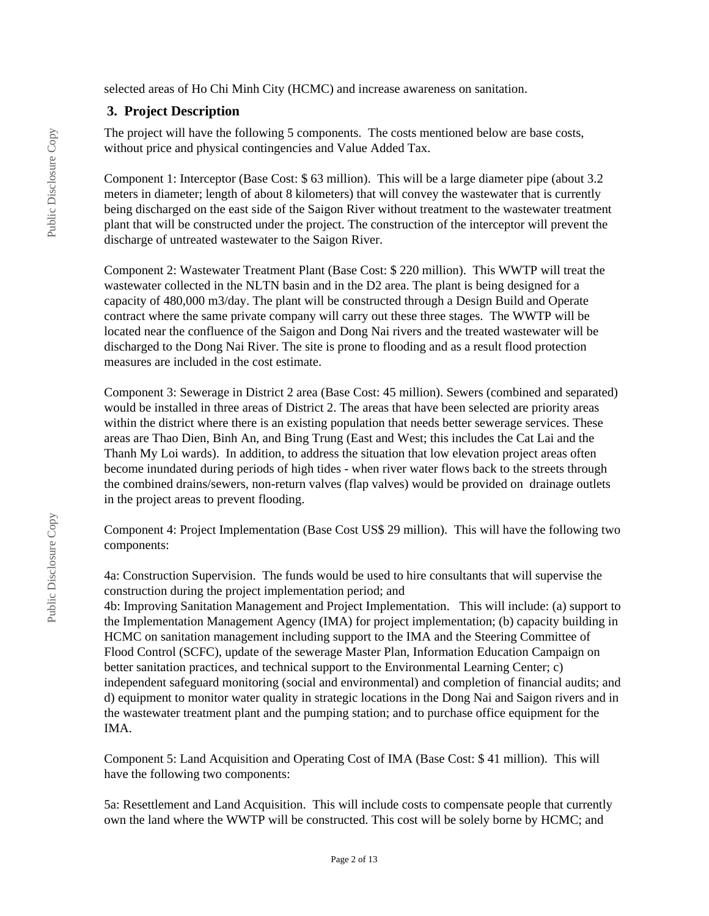selected areas of Ho Chi Minh City (HCMC) and increase awareness on sanitation.

## 3. Project Description

The project will have the following 5 components. The costs mentioned below are base costs, without price and physical contingencies and Value Added Tax.

Component 1: Interceptor (Base Cost: $ 63 million). This will be a large diameter pipe (about 3.2 meters in diameter; length of about 8 kilometers) that will convey the wastewater that is currently being discharged on the east side of the Saigon River without treatment to the wastewater treatment plant that will be constructed under the project. The construction of the interceptor will prevent the discharge of untreated wastewater to the Saigon River.

Component 2: Wastewater Treatment Plant (Base Cost: $ 220 million). This WWTP will treat the wastewater collected in the NLTN basin and in the D2 area. The plant is being designed for a capacity of 480,000 m3/day. The plant will be constructed through a Design Build and Operate contract where the same private company will carry out these three stages. The WWTP will be located near the confluence of the Saigon and Dong Nai rivers and the treated wastewater will be discharged to the Dong Nai River. The site is prone to flooding and as a result flood protection measures are included in the cost estimate.

Component 3: Sewerage in District 2 area (Base Cost: 45 million). Sewers (combined and separated) would be installed in three areas of District 2. The areas that have been selected are priority areas within the district where there is an existing population that needs better sewerage services. These areas are Thao Dien, Binh An, and Bing Trung (East and West; this includes the Cat Lai and the Thanh My Loi wards). In addition, to address the situation that low elevation project areas often become inundated during periods of high tides - when river water flows back to the streets through the combined drains/sewers, non-return valves (flap valves) would be provided on drainage outlets in the project areas to prevent flooding.

Component 4: Project Implementation (Base Cost US$ 29 million). This will have the following two components:

4a: Construction Supervision. The funds would be used to hire consultants that will supervise the construction during the project implementation period; and
4b: Improving Sanitation Management and Project Implementation. This will include: (a) support to the Implementation Management Agency (IMA) for project implementation; (b) capacity building in HCMC on sanitation management including support to the IMA and the Steering Committee of Flood Control (SCFC), update of the sewerage Master Plan, Information Education Campaign on better sanitation practices, and technical support to the Environmental Learning Center; c) independent safeguard monitoring (social and environmental) and completion of financial audits; and d) equipment to monitor water quality in strategic locations in the Dong Nai and Saigon rivers and in the wastewater treatment plant and the pumping station; and to purchase office equipment for the IMA.

Component 5: Land Acquisition and Operating Cost of IMA (Base Cost: $ 41 million). This will have the following two components:

5a: Resettlement and Land Acquisition. This will include costs to compensate people that currently own the land where the WWTP will be constructed. This cost will be solely borne by HCMC; and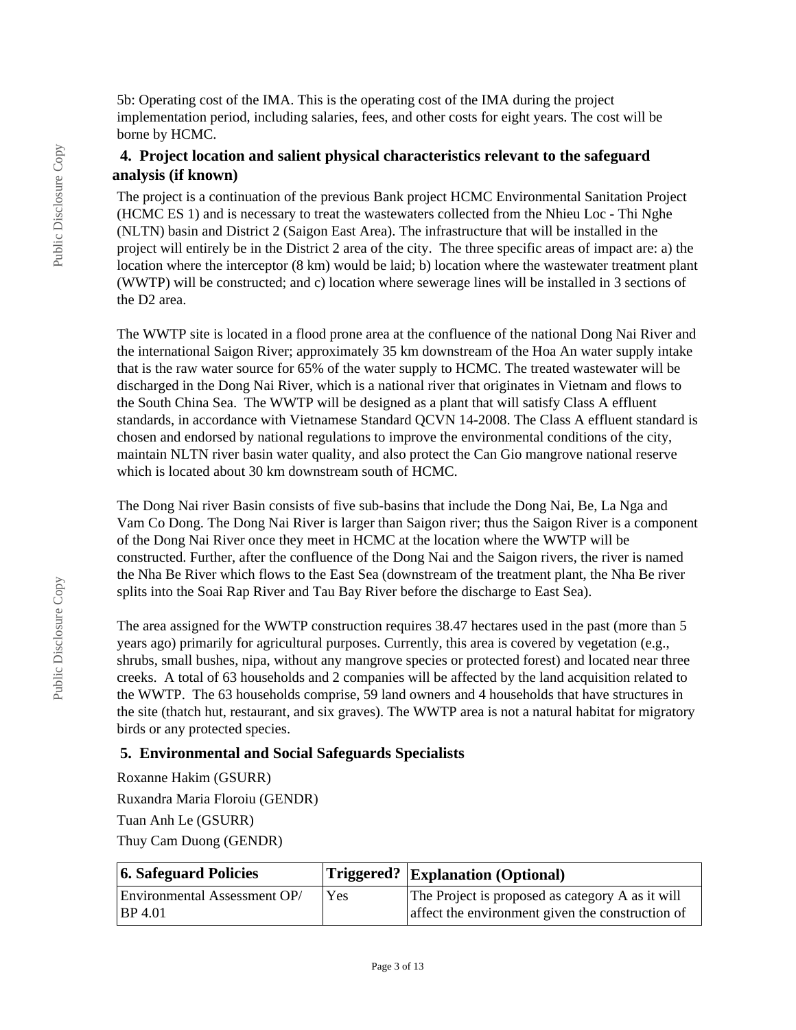5b: Operating cost of the IMA. This is the operating cost of the IMA during the project implementation period, including salaries, fees, and other costs for eight years. The cost will be borne by HCMC.

### 4. Project location and salient physical characteristics relevant to the safeguard analysis (if known)

The project is a continuation of the previous Bank project HCMC Environmental Sanitation Project (HCMC ES 1) and is necessary to treat the wastewaters collected from the Nhieu Loc - Thi Nghe (NLTN) basin and District 2 (Saigon East Area). The infrastructure that will be installed in the project will entirely be in the District 2 area of the city. The three specific areas of impact are: a) the location where the interceptor (8 km) would be laid; b) location where the wastewater treatment plant (WWTP) will be constructed; and c) location where sewerage lines will be installed in 3 sections of the D2 area.

The WWTP site is located in a flood prone area at the confluence of the national Dong Nai River and the international Saigon River; approximately 35 km downstream of the Hoa An water supply intake that is the raw water source for 65% of the water supply to HCMC. The treated wastewater will be discharged in the Dong Nai River, which is a national river that originates in Vietnam and flows to the South China Sea. The WWTP will be designed as a plant that will satisfy Class A effluent standards, in accordance with Vietnamese Standard QCVN 14-2008. The Class A effluent standard is chosen and endorsed by national regulations to improve the environmental conditions of the city, maintain NLTN river basin water quality, and also protect the Can Gio mangrove national reserve which is located about 30 km downstream south of HCMC.

The Dong Nai river Basin consists of five sub-basins that include the Dong Nai, Be, La Nga and Vam Co Dong. The Dong Nai River is larger than Saigon river; thus the Saigon River is a component of the Dong Nai River once they meet in HCMC at the location where the WWTP will be constructed. Further, after the confluence of the Dong Nai and the Saigon rivers, the river is named the Nha Be River which flows to the East Sea (downstream of the treatment plant, the Nha Be river splits into the Soai Rap River and Tau Bay River before the discharge to East Sea).

The area assigned for the WWTP construction requires 38.47 hectares used in the past (more than 5 years ago) primarily for agricultural purposes. Currently, this area is covered by vegetation (e.g., shrubs, small bushes, nipa, without any mangrove species or protected forest) and located near three creeks. A total of 63 households and 2 companies will be affected by the land acquisition related to the WWTP. The 63 households comprise, 59 land owners and 4 households that have structures in the site (thatch hut, restaurant, and six graves). The WWTP area is not a natural habitat for migratory birds or any protected species.

### 5. Environmental and Social Safeguards Specialists

Roxanne Hakim (GSURR)

Ruxandra Maria Floroiu (GENDR)

Tuan Anh Le (GSURR)

Thuy Cam Duong (GENDR)

| 6. Safeguard Policies | Triggered? | Explanation (Optional) |
| --- | --- | --- |
| Environmental Assessment OP/ BP 4.01 | Yes | The Project is proposed as category A as it will affect the environment given the construction of |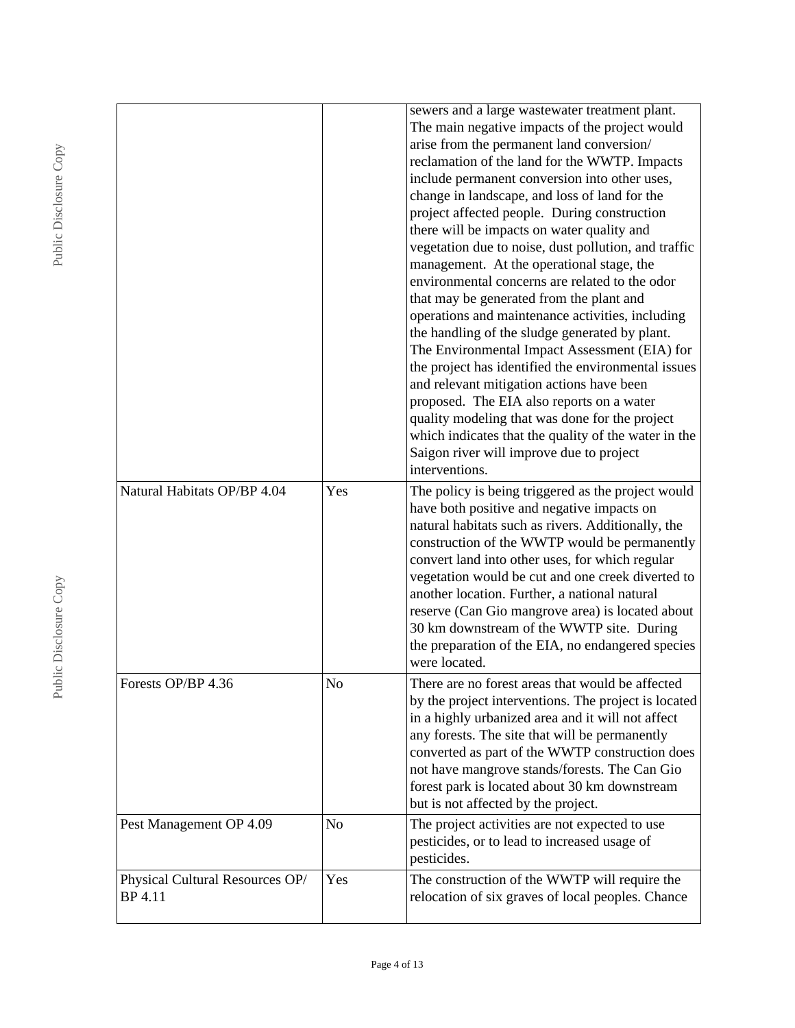| | | |
|---|---|---|
| | | sewers and a large wastewater treatment plant. The main negative impacts of the project would arise from the permanent land conversion/ reclamation of the land for the WWTP. Impacts include permanent conversion into other uses, change in landscape, and loss of land for the project affected people. During construction there will be impacts on water quality and vegetation due to noise, dust pollution, and traffic management. At the operational stage, the environmental concerns are related to the odor that may be generated from the plant and operations and maintenance activities, including the handling of the sludge generated by plant. The Environmental Impact Assessment (EIA) for the project has identified the environmental issues and relevant mitigation actions have been proposed. The EIA also reports on a water quality modeling that was done for the project which indicates that the quality of the water in the Saigon river will improve due to project interventions. |
| Natural Habitats OP/BP 4.04 | Yes | The policy is being triggered as the project would have both positive and negative impacts on natural habitats such as rivers. Additionally, the construction of the WWTP would be permanently convert land into other uses, for which regular vegetation would be cut and one creek diverted to another location. Further, a national natural reserve (Can Gio mangrove area) is located about 30 km downstream of the WWTP site. During the preparation of the EIA, no endangered species were located. |
| Forests OP/BP 4.36 | No | There are no forest areas that would be affected by the project interventions. The project is located in a highly urbanized area and it will not affect any forests. The site that will be permanently converted as part of the WWTP construction does not have mangrove stands/forests. The Can Gio forest park is located about 30 km downstream but is not affected by the project. |
| Pest Management OP 4.09 | No | The project activities are not expected to use pesticides, or to lead to increased usage of pesticides. |
| Physical Cultural Resources OP/ BP 4.11 | Yes | The construction of the WWTP will require the relocation of six graves of local peoples. Chance |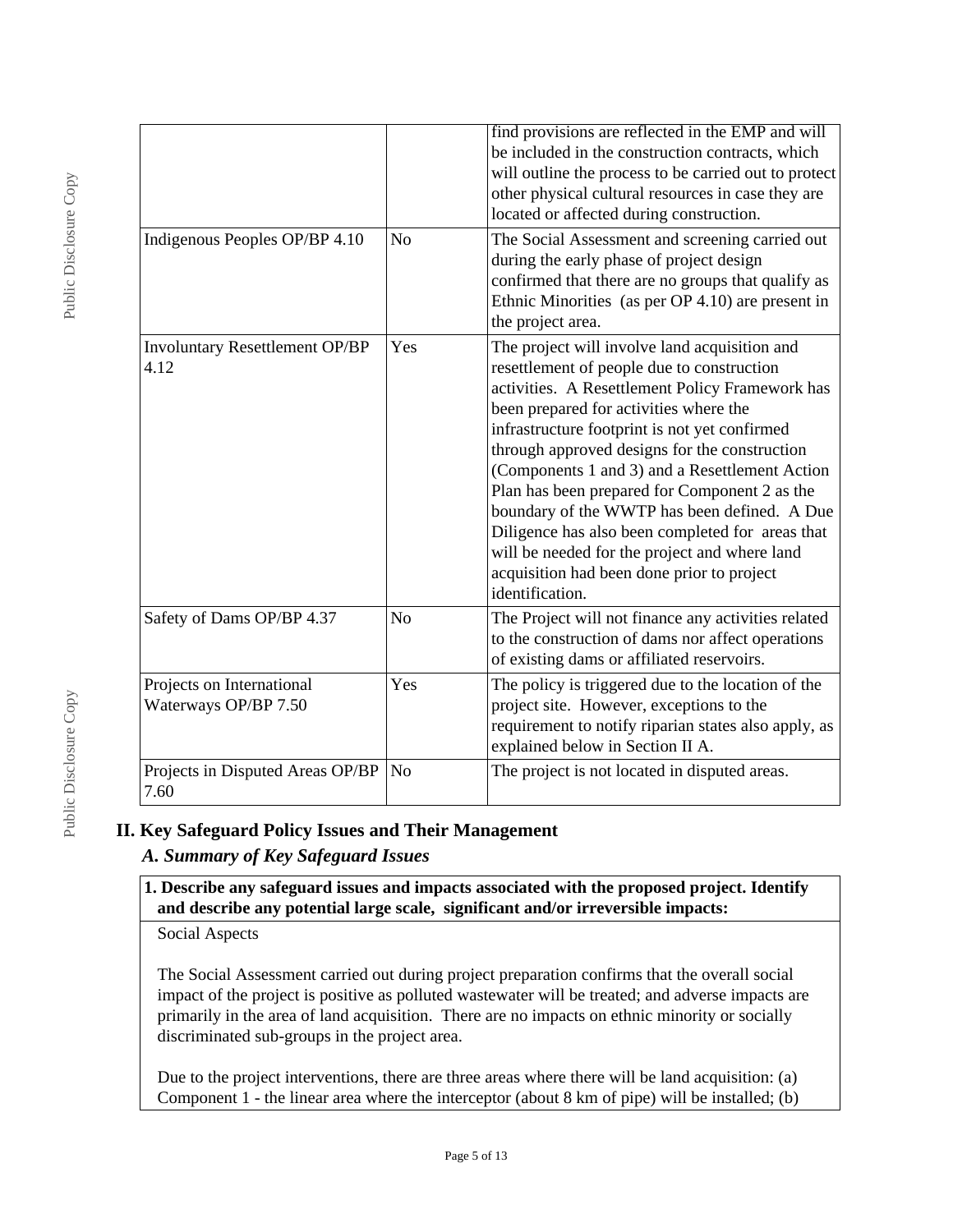| | | |
|---|---|---|
| | | find provisions are reflected in the EMP and will be included in the construction contracts, which will outline the process to be carried out to protect other physical cultural resources in case they are located or affected during construction. |
| Indigenous Peoples OP/BP 4.10 | No | The Social Assessment and screening carried out during the early phase of project design confirmed that there are no groups that qualify as Ethnic Minorities (as per OP 4.10) are present in the project area. |
| Involuntary Resettlement OP/BP 4.12 | Yes | The project will involve land acquisition and resettlement of people due to construction activities. A Resettlement Policy Framework has been prepared for activities where the infrastructure footprint is not yet confirmed through approved designs for the construction (Components 1 and 3) and a Resettlement Action Plan has been prepared for Component 2 as the boundary of the WWTP has been defined. A Due Diligence has also been completed for areas that will be needed for the project and where land acquisition had been done prior to project identification. |
| Safety of Dams OP/BP 4.37 | No | The Project will not finance any activities related to the construction of dams nor affect operations of existing dams or affiliated reservoirs. |
| Projects on International Waterways OP/BP 7.50 | Yes | The policy is triggered due to the location of the project site. However, exceptions to the requirement to notify riparian states also apply, as explained below in Section II A. |
| Projects in Disputed Areas OP/BP 7.60 | No | The project is not located in disputed areas. |

## II. Key Safeguard Policy Issues and Their Management

### *A. Summary of Key Safeguard Issues*

**1. Describe any safeguard issues and impacts associated with the proposed project. Identify and describe any potential large scale, significant and/or irreversible impacts:**

Social Aspects

The Social Assessment carried out during project preparation confirms that the overall social impact of the project is positive as polluted wastewater will be treated; and adverse impacts are primarily in the area of land acquisition. There are no impacts on ethnic minority or socially discriminated sub-groups in the project area.

Due to the project interventions, there are three areas where there will be land acquisition: (a) Component 1 - the linear area where the interceptor (about 8 km of pipe) will be installed; (b)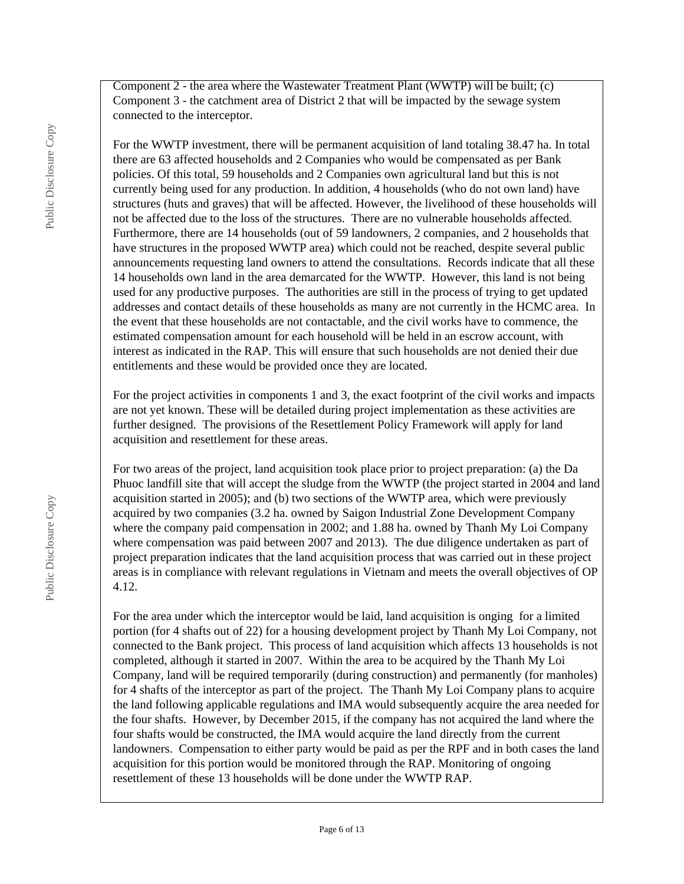Component 2 - the area where the Wastewater Treatment Plant (WWTP) will be built; (c) Component 3 - the catchment area of District 2 that will be impacted by the sewage system connected to the interceptor.

For the WWTP investment, there will be permanent acquisition of land totaling 38.47 ha. In total there are 63 affected households and 2 Companies who would be compensated as per Bank policies. Of this total, 59 households and 2 Companies own agricultural land but this is not currently being used for any production. In addition, 4 households (who do not own land) have structures (huts and graves) that will be affected. However, the livelihood of these households will not be affected due to the loss of the structures. There are no vulnerable households affected. Furthermore, there are 14 households (out of 59 landowners, 2 companies, and 2 households that have structures in the proposed WWTP area) which could not be reached, despite several public announcements requesting land owners to attend the consultations. Records indicate that all these 14 households own land in the area demarcated for the WWTP. However, this land is not being used for any productive purposes. The authorities are still in the process of trying to get updated addresses and contact details of these households as many are not currently in the HCMC area. In the event that these households are not contactable, and the civil works have to commence, the estimated compensation amount for each household will be held in an escrow account, with interest as indicated in the RAP. This will ensure that such households are not denied their due entitlements and these would be provided once they are located.

For the project activities in components 1 and 3, the exact footprint of the civil works and impacts are not yet known. These will be detailed during project implementation as these activities are further designed. The provisions of the Resettlement Policy Framework will apply for land acquisition and resettlement for these areas.

For two areas of the project, land acquisition took place prior to project preparation: (a) the Da Phuoc landfill site that will accept the sludge from the WWTP (the project started in 2004 and land acquisition started in 2005); and (b) two sections of the WWTP area, which were previously acquired by two companies (3.2 ha. owned by Saigon Industrial Zone Development Company where the company paid compensation in 2002; and 1.88 ha. owned by Thanh My Loi Company where compensation was paid between 2007 and 2013). The due diligence undertaken as part of project preparation indicates that the land acquisition process that was carried out in these project areas is in compliance with relevant regulations in Vietnam and meets the overall objectives of OP 4.12.

For the area under which the interceptor would be laid, land acquisition is onging for a limited portion (for 4 shafts out of 22) for a housing development project by Thanh My Loi Company, not connected to the Bank project. This process of land acquisition which affects 13 households is not completed, although it started in 2007. Within the area to be acquired by the Thanh My Loi Company, land will be required temporarily (during construction) and permanently (for manholes) for 4 shafts of the interceptor as part of the project. The Thanh My Loi Company plans to acquire the land following applicable regulations and IMA would subsequently acquire the area needed for the four shafts. However, by December 2015, if the company has not acquired the land where the four shafts would be constructed, the IMA would acquire the land directly from the current landowners. Compensation to either party would be paid as per the RPF and in both cases the land acquisition for this portion would be monitored through the RAP. Monitoring of ongoing resettlement of these 13 households will be done under the WWTP RAP.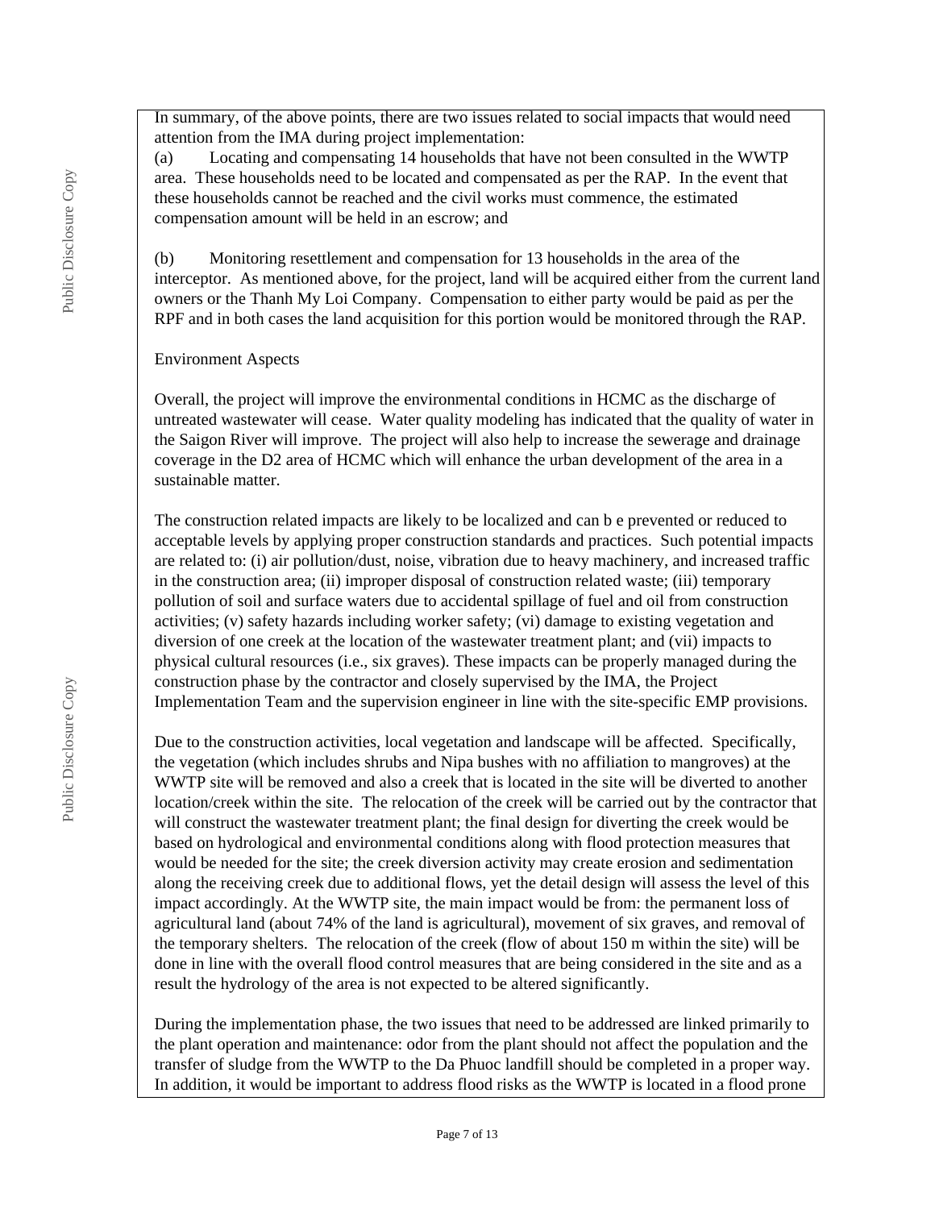In summary, of the above points, there are two issues related to social impacts that would need attention from the IMA during project implementation:

(a) Locating and compensating 14 households that have not been consulted in the WWTP area. These households need to be located and compensated as per the RAP. In the event that these households cannot be reached and the civil works must commence, the estimated compensation amount will be held in an escrow; and

(b) Monitoring resettlement and compensation for 13 households in the area of the interceptor. As mentioned above, for the project, land will be acquired either from the current land owners or the Thanh My Loi Company. Compensation to either party would be paid as per the RPF and in both cases the land acquisition for this portion would be monitored through the RAP.

Environment Aspects

Overall, the project will improve the environmental conditions in HCMC as the discharge of untreated wastewater will cease. Water quality modeling has indicated that the quality of water in the Saigon River will improve. The project will also help to increase the sewerage and drainage coverage in the D2 area of HCMC which will enhance the urban development of the area in a sustainable matter.

The construction related impacts are likely to be localized and can b e prevented or reduced to acceptable levels by applying proper construction standards and practices. Such potential impacts are related to: (i) air pollution/dust, noise, vibration due to heavy machinery, and increased traffic in the construction area; (ii) improper disposal of construction related waste; (iii) temporary pollution of soil and surface waters due to accidental spillage of fuel and oil from construction activities; (v) safety hazards including worker safety; (vi) damage to existing vegetation and diversion of one creek at the location of the wastewater treatment plant; and (vii) impacts to physical cultural resources (i.e., six graves). These impacts can be properly managed during the construction phase by the contractor and closely supervised by the IMA, the Project Implementation Team and the supervision engineer in line with the site-specific EMP provisions.

Due to the construction activities, local vegetation and landscape will be affected. Specifically, the vegetation (which includes shrubs and Nipa bushes with no affiliation to mangroves) at the WWTP site will be removed and also a creek that is located in the site will be diverted to another location/creek within the site. The relocation of the creek will be carried out by the contractor that will construct the wastewater treatment plant; the final design for diverting the creek would be based on hydrological and environmental conditions along with flood protection measures that would be needed for the site; the creek diversion activity may create erosion and sedimentation along the receiving creek due to additional flows, yet the detail design will assess the level of this impact accordingly. At the WWTP site, the main impact would be from: the permanent loss of agricultural land (about 74% of the land is agricultural), movement of six graves, and removal of the temporary shelters. The relocation of the creek (flow of about 150 m within the site) will be done in line with the overall flood control measures that are being considered in the site and as a result the hydrology of the area is not expected to be altered significantly.

During the implementation phase, the two issues that need to be addressed are linked primarily to the plant operation and maintenance: odor from the plant should not affect the population and the transfer of sludge from the WWTP to the Da Phuoc landfill should be completed in a proper way. In addition, it would be important to address flood risks as the WWTP is located in a flood prone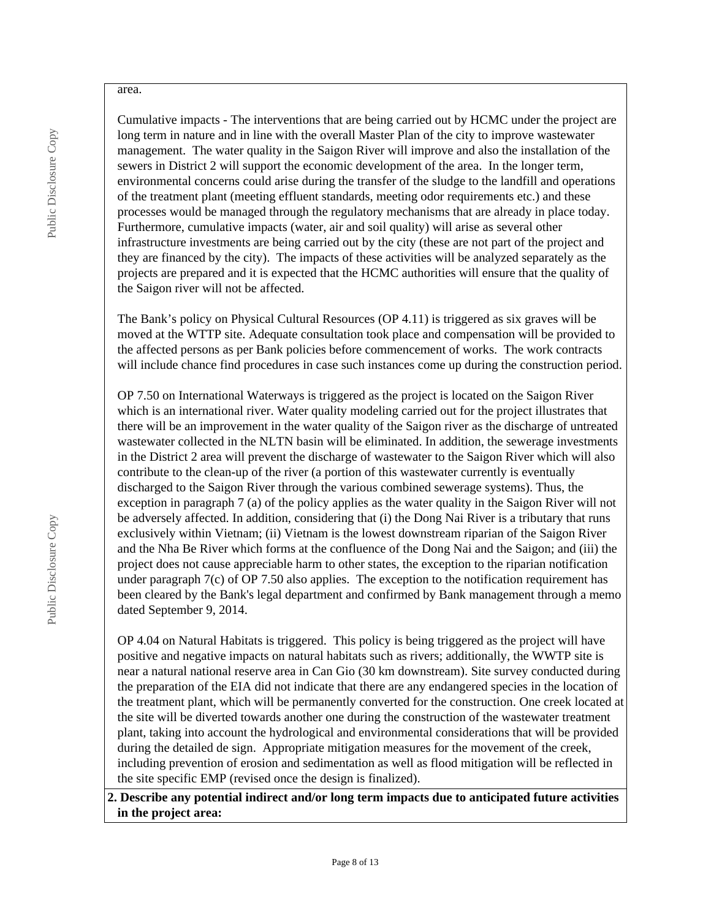area.

Cumulative impacts - The interventions that are being carried out by HCMC under the project are long term in nature and in line with the overall Master Plan of the city to improve wastewater management. The water quality in the Saigon River will improve and also the installation of the sewers in District 2 will support the economic development of the area. In the longer term, environmental concerns could arise during the transfer of the sludge to the landfill and operations of the treatment plant (meeting effluent standards, meeting odor requirements etc.) and these processes would be managed through the regulatory mechanisms that are already in place today. Furthermore, cumulative impacts (water, air and soil quality) will arise as several other infrastructure investments are being carried out by the city (these are not part of the project and they are financed by the city). The impacts of these activities will be analyzed separately as the projects are prepared and it is expected that the HCMC authorities will ensure that the quality of the Saigon river will not be affected.

The Bank's policy on Physical Cultural Resources (OP 4.11) is triggered as six graves will be moved at the WTTP site. Adequate consultation took place and compensation will be provided to the affected persons as per Bank policies before commencement of works. The work contracts will include chance find procedures in case such instances come up during the construction period.

OP 7.50 on International Waterways is triggered as the project is located on the Saigon River which is an international river. Water quality modeling carried out for the project illustrates that there will be an improvement in the water quality of the Saigon river as the discharge of untreated wastewater collected in the NLTN basin will be eliminated. In addition, the sewerage investments in the District 2 area will prevent the discharge of wastewater to the Saigon River which will also contribute to the clean-up of the river (a portion of this wastewater currently is eventually discharged to the Saigon River through the various combined sewerage systems). Thus, the exception in paragraph 7 (a) of the policy applies as the water quality in the Saigon River will not be adversely affected. In addition, considering that (i) the Dong Nai River is a tributary that runs exclusively within Vietnam; (ii) Vietnam is the lowest downstream riparian of the Saigon River and the Nha Be River which forms at the confluence of the Dong Nai and the Saigon; and (iii) the project does not cause appreciable harm to other states, the exception to the riparian notification under paragraph 7(c) of OP 7.50 also applies. The exception to the notification requirement has been cleared by the Bank's legal department and confirmed by Bank management through a memo dated September 9, 2014.

OP 4.04 on Natural Habitats is triggered. This policy is being triggered as the project will have positive and negative impacts on natural habitats such as rivers; additionally, the WWTP site is near a natural national reserve area in Can Gio (30 km downstream). Site survey conducted during the preparation of the EIA did not indicate that there are any endangered species in the location of the treatment plant, which will be permanently converted for the construction. One creek located at the site will be diverted towards another one during the construction of the wastewater treatment plant, taking into account the hydrological and environmental considerations that will be provided during the detailed de sign. Appropriate mitigation measures for the movement of the creek, including prevention of erosion and sedimentation as well as flood mitigation will be reflected in the site specific EMP (revised once the design is finalized).

**2. Describe any potential indirect and/or long term impacts due to anticipated future activities in the project area:**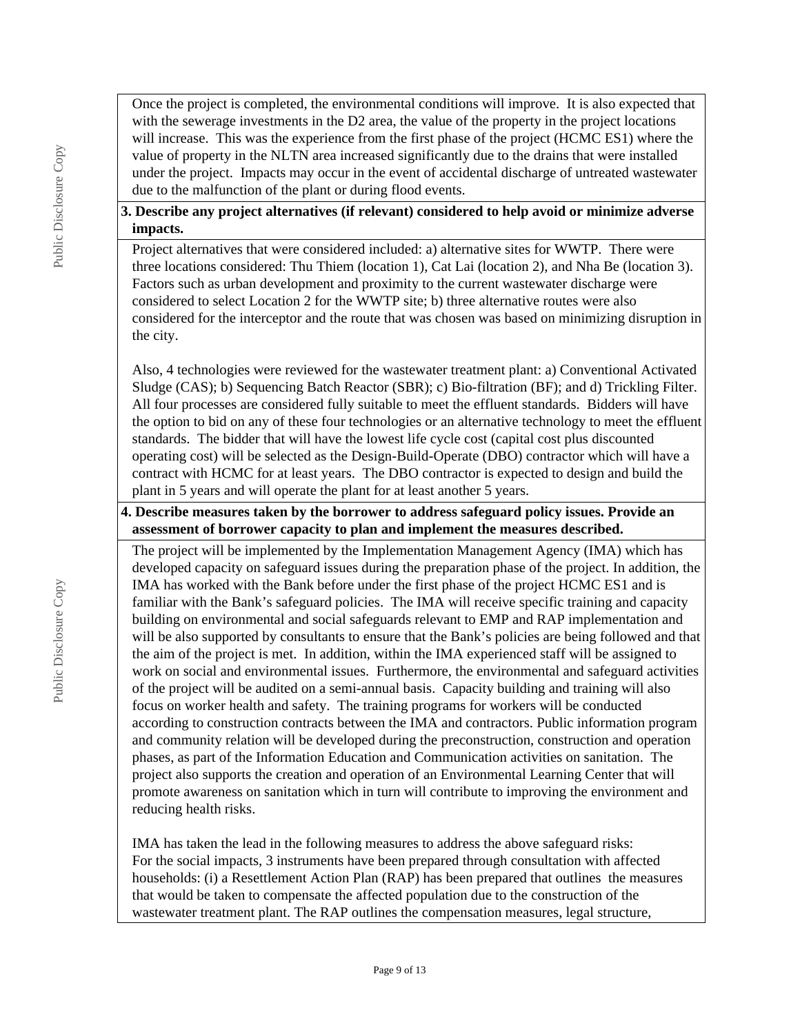Once the project is completed, the environmental conditions will improve. It is also expected that with the sewerage investments in the D2 area, the value of the property in the project locations will increase. This was the experience from the first phase of the project (HCMC ES1) where the value of property in the NLTN area increased significantly due to the drains that were installed under the project. Impacts may occur in the event of accidental discharge of untreated wastewater due to the malfunction of the plant or during flood events.

**3. Describe any project alternatives (if relevant) considered to help avoid or minimize adverse impacts.**

Project alternatives that were considered included: a) alternative sites for WWTP. There were three locations considered: Thu Thiem (location 1), Cat Lai (location 2), and Nha Be (location 3). Factors such as urban development and proximity to the current wastewater discharge were considered to select Location 2 for the WWTP site; b) three alternative routes were also considered for the interceptor and the route that was chosen was based on minimizing disruption in the city.

Also, 4 technologies were reviewed for the wastewater treatment plant: a) Conventional Activated Sludge (CAS); b) Sequencing Batch Reactor (SBR); c) Bio-filtration (BF); and d) Trickling Filter. All four processes are considered fully suitable to meet the effluent standards. Bidders will have the option to bid on any of these four technologies or an alternative technology to meet the effluent standards. The bidder that will have the lowest life cycle cost (capital cost plus discounted operating cost) will be selected as the Design-Build-Operate (DBO) contractor which will have a contract with HCMC for at least years. The DBO contractor is expected to design and build the plant in 5 years and will operate the plant for at least another 5 years.

**4. Describe measures taken by the borrower to address safeguard policy issues. Provide an assessment of borrower capacity to plan and implement the measures described.**

The project will be implemented by the Implementation Management Agency (IMA) which has developed capacity on safeguard issues during the preparation phase of the project. In addition, the IMA has worked with the Bank before under the first phase of the project HCMC ES1 and is familiar with the Bank's safeguard policies. The IMA will receive specific training and capacity building on environmental and social safeguards relevant to EMP and RAP implementation and will be also supported by consultants to ensure that the Bank's policies are being followed and that the aim of the project is met. In addition, within the IMA experienced staff will be assigned to work on social and environmental issues. Furthermore, the environmental and safeguard activities of the project will be audited on a semi-annual basis. Capacity building and training will also focus on worker health and safety. The training programs for workers will be conducted according to construction contracts between the IMA and contractors. Public information program and community relation will be developed during the preconstruction, construction and operation phases, as part of the Information Education and Communication activities on sanitation. The project also supports the creation and operation of an Environmental Learning Center that will promote awareness on sanitation which in turn will contribute to improving the environment and reducing health risks.

IMA has taken the lead in the following measures to address the above safeguard risks:
For the social impacts, 3 instruments have been prepared through consultation with affected households: (i) a Resettlement Action Plan (RAP) has been prepared that outlines the measures that would be taken to compensate the affected population due to the construction of the wastewater treatment plant. The RAP outlines the compensation measures, legal structure,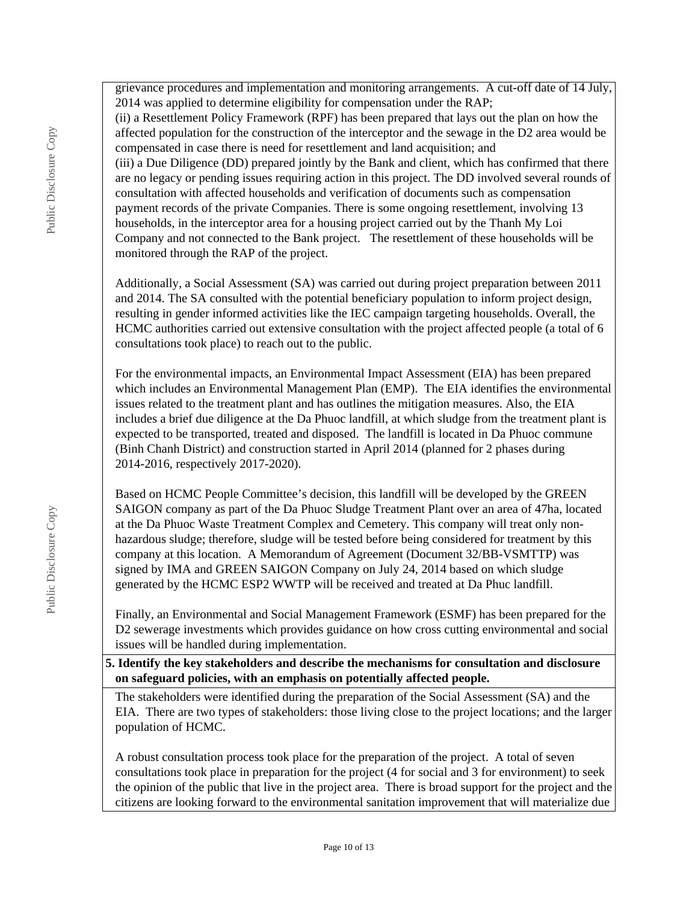grievance procedures and implementation and monitoring arrangements. A cut-off date of 14 July, 2014 was applied to determine eligibility for compensation under the RAP;

(ii) a Resettlement Policy Framework (RPF) has been prepared that lays out the plan on how the affected population for the construction of the interceptor and the sewage in the D2 area would be compensated in case there is need for resettlement and land acquisition; and

(iii) a Due Diligence (DD) prepared jointly by the Bank and client, which has confirmed that there are no legacy or pending issues requiring action in this project. The DD involved several rounds of consultation with affected households and verification of documents such as compensation payment records of the private Companies. There is some ongoing resettlement, involving 13 households, in the interceptor area for a housing project carried out by the Thanh My Loi Company and not connected to the Bank project. The resettlement of these households will be monitored through the RAP of the project.

Additionally, a Social Assessment (SA) was carried out during project preparation between 2011 and 2014. The SA consulted with the potential beneficiary population to inform project design, resulting in gender informed activities like the IEC campaign targeting households. Overall, the HCMC authorities carried out extensive consultation with the project affected people (a total of 6 consultations took place) to reach out to the public.

For the environmental impacts, an Environmental Impact Assessment (EIA) has been prepared which includes an Environmental Management Plan (EMP). The EIA identifies the environmental issues related to the treatment plant and has outlines the mitigation measures. Also, the EIA includes a brief due diligence at the Da Phuoc landfill, at which sludge from the treatment plant is expected to be transported, treated and disposed. The landfill is located in Da Phuoc commune (Binh Chanh District) and construction started in April 2014 (planned for 2 phases during 2014-2016, respectively 2017-2020).

Based on HCMC People Committee's decision, this landfill will be developed by the GREEN SAIGON company as part of the Da Phuoc Sludge Treatment Plant over an area of 47ha, located at the Da Phuoc Waste Treatment Complex and Cemetery. This company will treat only non-hazardous sludge; therefore, sludge will be tested before being considered for treatment by this company at this location. A Memorandum of Agreement (Document 32/BB-VSMTTP) was signed by IMA and GREEN SAIGON Company on July 24, 2014 based on which sludge generated by the HCMC ESP2 WWTP will be received and treated at Da Phuc landfill.

Finally, an Environmental and Social Management Framework (ESMF) has been prepared for the D2 sewerage investments which provides guidance on how cross cutting environmental and social issues will be handled during implementation.

**5. Identify the key stakeholders and describe the mechanisms for consultation and disclosure on safeguard policies, with an emphasis on potentially affected people.**

The stakeholders were identified during the preparation of the Social Assessment (SA) and the EIA. There are two types of stakeholders: those living close to the project locations; and the larger population of HCMC.

A robust consultation process took place for the preparation of the project. A total of seven consultations took place in preparation for the project (4 for social and 3 for environment) to seek the opinion of the public that live in the project area. There is broad support for the project and the citizens are looking forward to the environmental sanitation improvement that will materialize due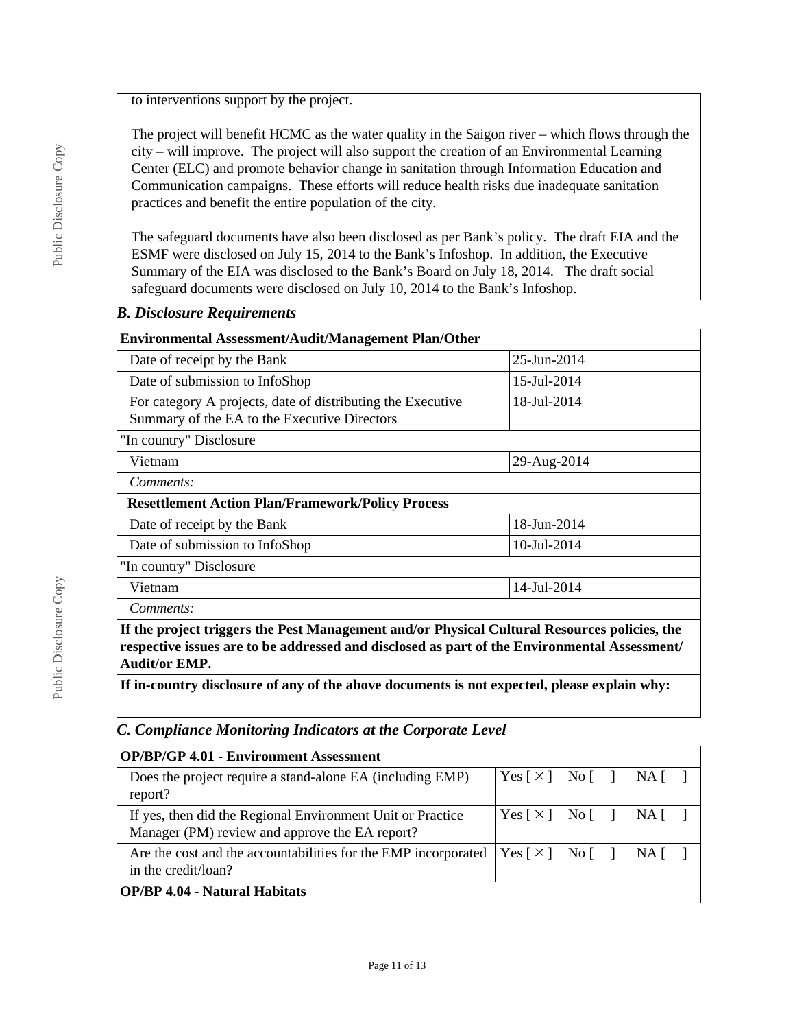to interventions support by the project.

The project will benefit HCMC as the water quality in the Saigon river – which flows through the city – will improve. The project will also support the creation of an Environmental Learning Center (ELC) and promote behavior change in sanitation through Information Education and Communication campaigns. These efforts will reduce health risks due inadequate sanitation practices and benefit the entire population of the city.

The safeguard documents have also been disclosed as per Bank's policy. The draft EIA and the ESMF were disclosed on July 15, 2014 to the Bank's Infoshop. In addition, the Executive Summary of the EIA was disclosed to the Bank's Board on July 18, 2014. The draft social safeguard documents were disclosed on July 10, 2014 to the Bank's Infoshop.

### *B. Disclosure Requirements*

| **Environmental Assessment/Audit/Management Plan/Other** | |
|---|---|
| Date of receipt by the Bank | 25-Jun-2014 |
| Date of submission to InfoShop | 15-Jul-2014 |
| For category A projects, date of distributing the Executive Summary of the EA to the Executive Directors | 18-Jul-2014 |
| "In country" Disclosure | |
| Vietnam | 29-Aug-2014 |
| *Comments:* | |
| **Resettlement Action Plan/Framework/Policy Process** | |
| Date of receipt by the Bank | 18-Jun-2014 |
| Date of submission to InfoShop | 10-Jul-2014 |
| "In country" Disclosure | |
| Vietnam | 14-Jul-2014 |
| *Comments:* | |
| **If the project triggers the Pest Management and/or Physical Cultural Resources policies, the respective issues are to be addressed and disclosed as part of the Environmental Assessment/ Audit/or EMP.** | |
| **If in-country disclosure of any of the above documents is not expected, please explain why:** | |
| | |

### *C. Compliance Monitoring Indicators at the Corporate Level*

| **OP/BP/GP 4.01 - Environment Assessment** | |
|---|---|
| Does the project require a stand-alone EA (including EMP) report? | Yes [ × ] No [ ] NA [ ] |
| If yes, then did the Regional Environment Unit or Practice Manager (PM) review and approve the EA report? | Yes [ × ] No [ ] NA [ ] |
| Are the cost and the accountabilities for the EMP incorporated in the credit/loan? | Yes [ × ] No [ ] NA [ ] |
| **OP/BP 4.04 - Natural Habitats** | |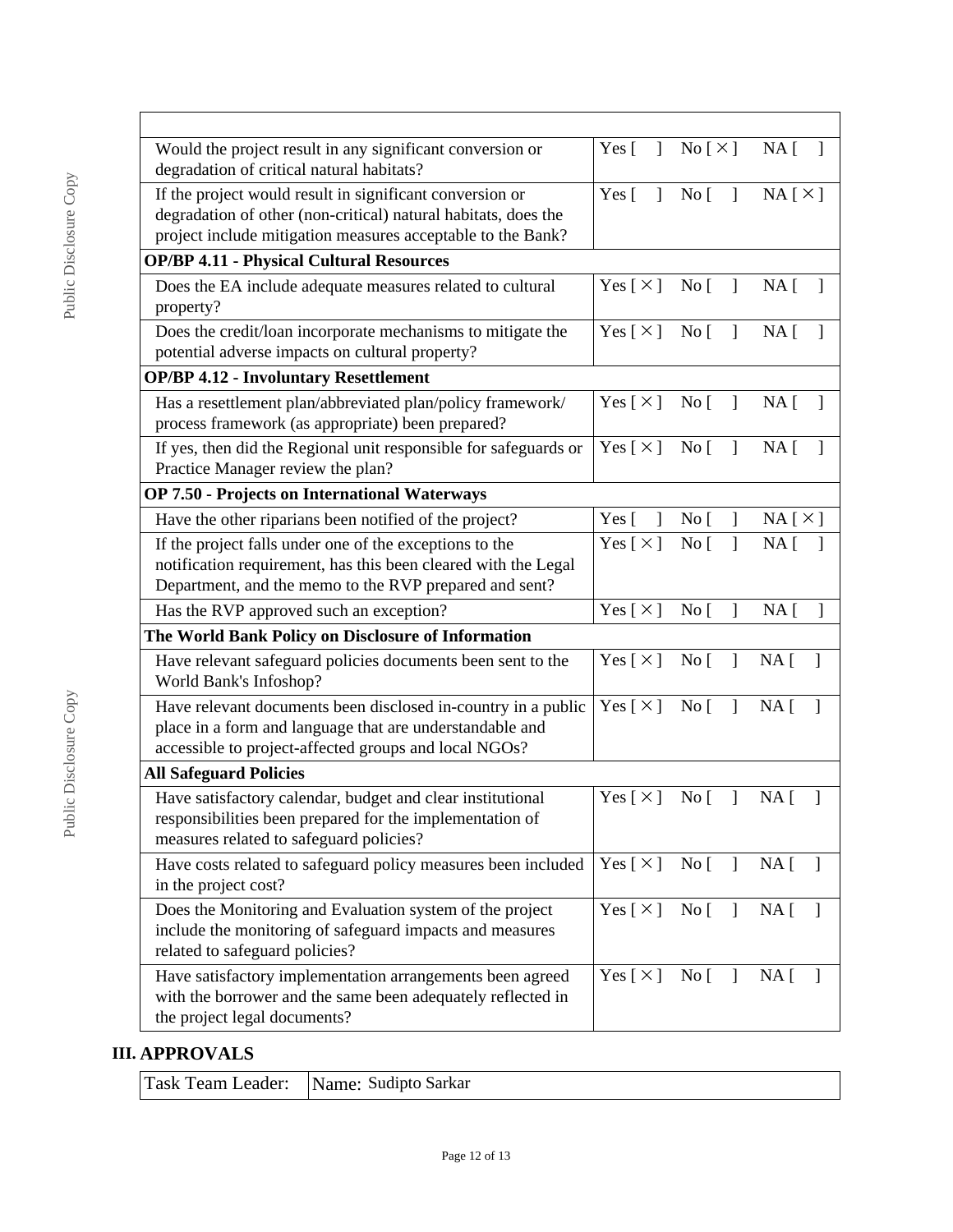| | |
|---|---|
| Would the project result in any significant conversion or degradation of critical natural habitats? | Yes [ ] No [ X ] NA [ ] |
| If the project would result in significant conversion or degradation of other (non-critical) natural habitats, does the project include mitigation measures acceptable to the Bank? | Yes [ ] No [ ] NA [ X ] |
| **OP/BP 4.11 - Physical Cultural Resources** | |
| Does the EA include adequate measures related to cultural property? | Yes [ X ] No [ ] NA [ ] |
| Does the credit/loan incorporate mechanisms to mitigate the potential adverse impacts on cultural property? | Yes [ X ] No [ ] NA [ ] |
| **OP/BP 4.12 - Involuntary Resettlement** | |
| Has a resettlement plan/abbreviated plan/policy framework/ process framework (as appropriate) been prepared? | Yes [ X ] No [ ] NA [ ] |
| If yes, then did the Regional unit responsible for safeguards or Practice Manager review the plan? | Yes [ X ] No [ ] NA [ ] |
| **OP 7.50 - Projects on International Waterways** | |
| Have the other riparians been notified of the project? | Yes [ ] No [ ] NA [ X ] |
| If the project falls under one of the exceptions to the notification requirement, has this been cleared with the Legal Department, and the memo to the RVP prepared and sent? | Yes [ X ] No [ ] NA [ ] |
| Has the RVP approved such an exception? | Yes [ X ] No [ ] NA [ ] |
| **The World Bank Policy on Disclosure of Information** | |
| Have relevant safeguard policies documents been sent to the World Bank's Infoshop? | Yes [ X ] No [ ] NA [ ] |
| Have relevant documents been disclosed in-country in a public place in a form and language that are understandable and accessible to project-affected groups and local NGOs? | Yes [ X ] No [ ] NA [ ] |
| **All Safeguard Policies** | |
| Have satisfactory calendar, budget and clear institutional responsibilities been prepared for the implementation of measures related to safeguard policies? | Yes [ X ] No [ ] NA [ ] |
| Have costs related to safeguard policy measures been included in the project cost? | Yes [ X ] No [ ] NA [ ] |
| Does the Monitoring and Evaluation system of the project include the monitoring of safeguard impacts and measures related to safeguard policies? | Yes [ X ] No [ ] NA [ ] |
| Have satisfactory implementation arrangements been agreed with the borrower and the same been adequately reflected in the project legal documents? | Yes [ X ] No [ ] NA [ ] |

## III. APPROVALS

| | |
|---|---|
| Task Team Leader: | Name: Sudipto Sarkar |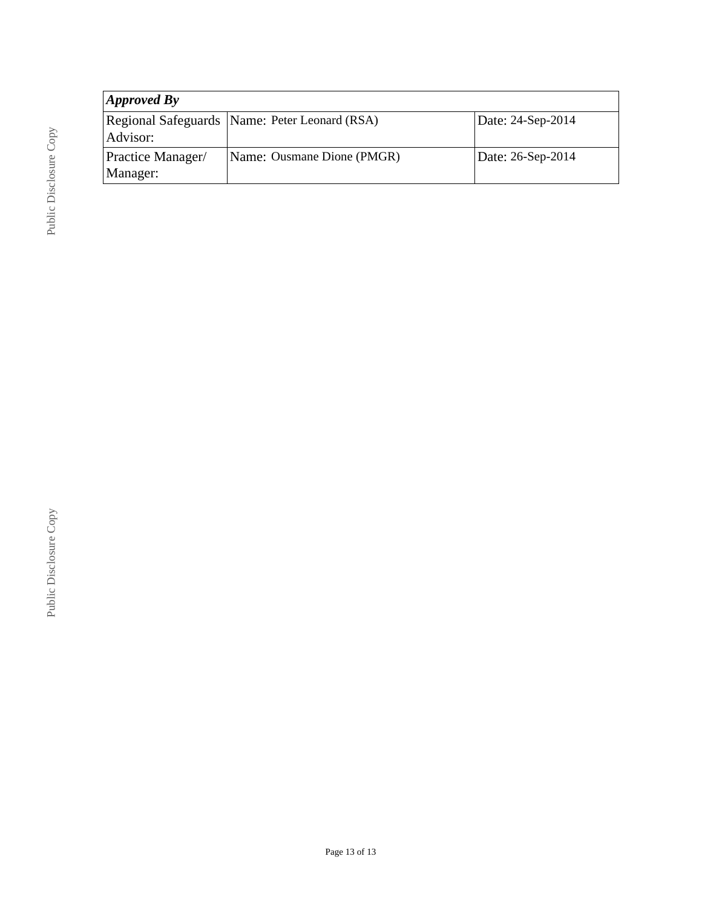| *Approved By* | | |
| --- | --- | --- |
| Regional Safeguards Advisor: | Name: Peter Leonard (RSA) | Date: 24-Sep-2014 |
| Practice Manager/ Manager: | Name: Ousmane Dione (PMGR) | Date: 26-Sep-2014 |